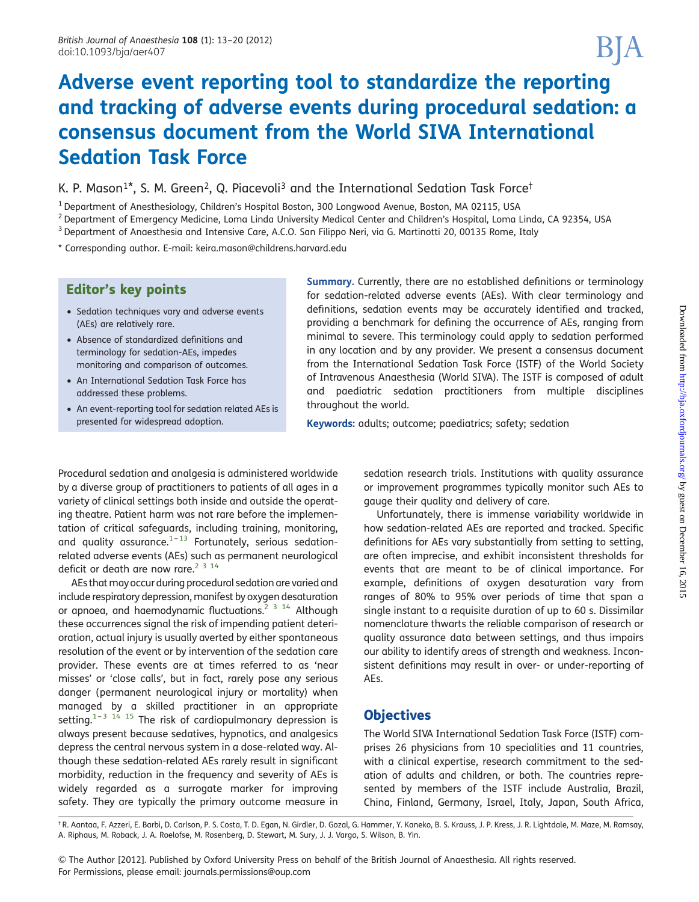# Adverse event reporting tool to standardize the reporting and tracking of adverse events during procedural sedation: a consensus document from the World SIVA International Sedation Task Force

K. P. Mason[1]*, S. M. Green[2], Q. Piacevoli[3] and the International Sedation Task Force[†]

[1] Department of Anesthesiology, Children's Hospital Boston, 300 Longwood Avenue, Boston, MA 02115, USA

[2] Department of Emergency Medicine, Loma Linda University Medical Center and Children's Hospital, Loma Linda, CA 92354, USA

[3] Department of Anaesthesia and Intensive Care, A.C.O. San Filippo Neri, via G. Martinotti 20, 00135 Rome, Italy

* Corresponding author. E-mail: keira.mason@childrens.harvard.edu

## Editor's key points

- Sedation techniques vary and adverse events (AEs) are relatively rare.
- Absence of standardized definitions and terminology for sedation-AEs, impedes monitoring and comparison of outcomes.
- An International Sedation Task Force has addressed these problems.
- An event-reporting tool for sedation related AEs is presented for widespread adoption.

**Summary.** Currently, there are no established definitions or terminology for sedation-related adverse events (AEs). With clear terminology and definitions, sedation events may be accurately identified and tracked, providing a benchmark for defining the occurrence of AEs, ranging from minimal to severe. This terminology could apply to sedation performed in any location and by any provider. We present a consensus document from the International Sedation Task Force (ISTF) of the World Society of Intravenous Anaesthesia (World SIVA). The ISTF is composed of adult and paediatric sedation practitioners from multiple disciplines throughout the world.

**Keywords:** adults; outcome; paediatrics; safety; sedation

Procedural sedation and analgesia is administered worldwide by a diverse group of practitioners to patients of all ages in a variety of clinical settings both inside and outside the operating theatre. Patient harm was not rare before the implementation of critical safeguards, including training, monitoring, and quality assurance.[1–13] Fortunately, serious sedation-related adverse events (AEs) such as permanent neurological deficit or death are now rare.[2 3 14]

AEs that may occur during procedural sedation are varied and include respiratory depression, manifest by oxygen desaturation or apnoea, and haemodynamic fluctuations.[2 3 14] Although these occurrences signal the risk of impending patient deterioration, actual injury is usually averted by either spontaneous resolution of the event or by intervention of the sedation care provider. These events are at times referred to as 'near misses' or 'close calls', but in fact, rarely pose any serious danger (permanent neurological injury or mortality) when managed by a skilled practitioner in an appropriate setting.[1–3 14 15] The risk of cardiopulmonary depression is always present because sedatives, hypnotics, and analgesics depress the central nervous system in a dose-related way. Although these sedation-related AEs rarely result in significant morbidity, reduction in the frequency and severity of AEs is widely regarded as a surrogate marker for improving safety. They are typically the primary outcome measure in sedation research trials. Institutions with quality assurance or improvement programmes typically monitor such AEs to gauge their quality and delivery of care.

Unfortunately, there is immense variability worldwide in how sedation-related AEs are reported and tracked. Specific definitions for AEs vary substantially from setting to setting, are often imprecise, and exhibit inconsistent thresholds for events that are meant to be of clinical importance. For example, definitions of oxygen desaturation vary from ranges of 80% to 95% over periods of time that span a single instant to a requisite duration of up to 60 s. Dissimilar nomenclature thwarts the reliable comparison of research or quality assurance data between settings, and thus impairs our ability to identify areas of strength and weakness. Inconsistent definitions may result in over- or under-reporting of AEs.

## Objectives

The World SIVA International Sedation Task Force (ISTF) comprises 26 physicians from 10 specialities and 11 countries, with a clinical expertise, research commitment to the sedation of adults and children, or both. The countries represented by members of the ISTF include Australia, Brazil, China, Finland, Germany, Israel, Italy, Japan, South Africa,

[†] R. Aantaa, F. Azzeri, E. Barbi, D. Carlson, P. S. Costa, T. D. Egan, N. Girdler, D. Gozal, G. Hammer, Y. Kaneko, B. S. Krauss, J. P. Kress, J. R. Lightdale, M. Maze, M. Ramsay, A. Riphaus, M. Roback, J. A. Roelofse, M. Rosenberg, D. Stewart, M. Sury, J. J. Vargo, S. Wilson, B. Yin.

© The Author [2012]. Published by Oxford University Press on behalf of the British Journal of Anaesthesia. All rights reserved. For Permissions, please email: journals.permissions@oup.com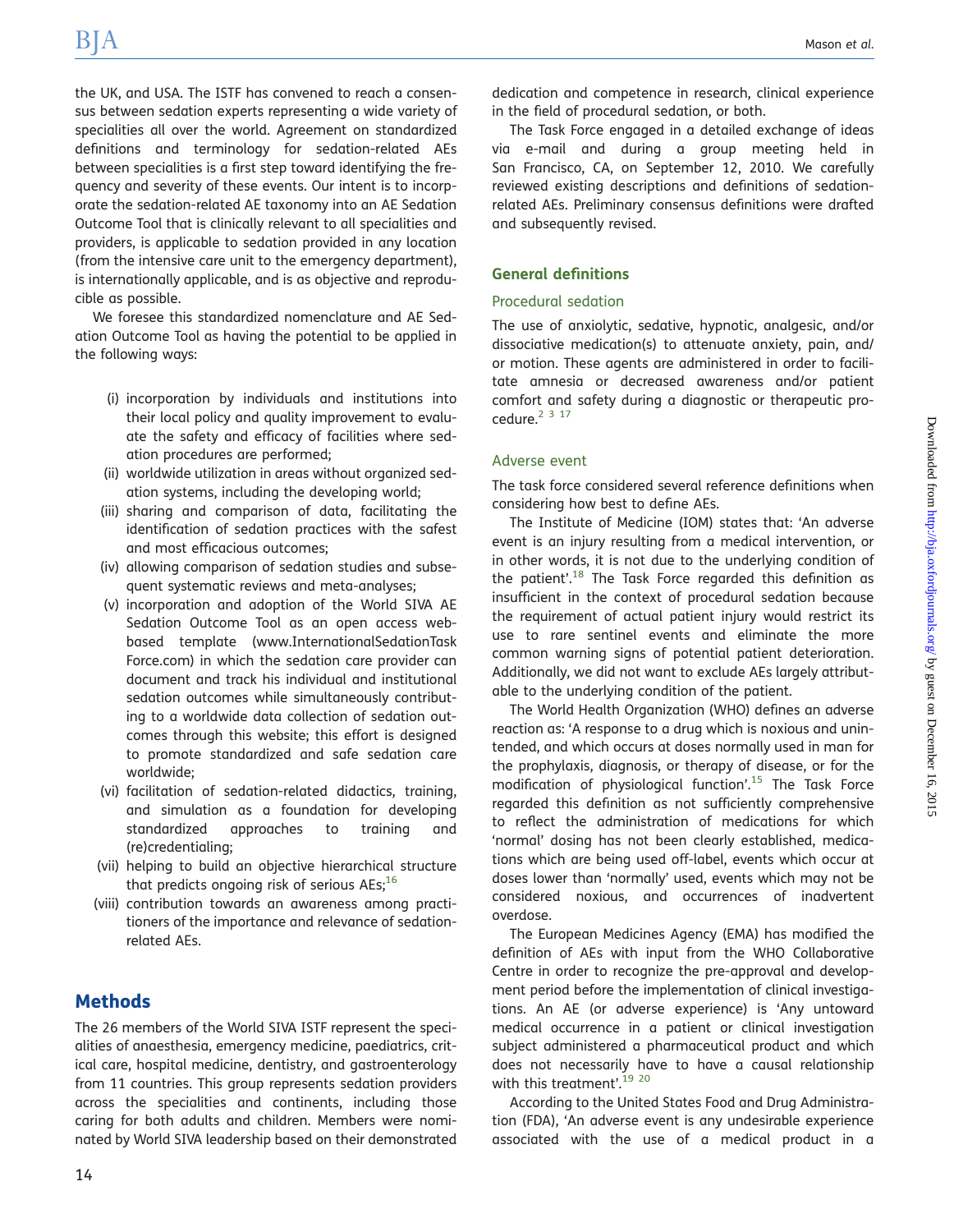the UK, and USA. The ISTF has convened to reach a consensus between sedation experts representing a wide variety of specialities all over the world. Agreement on standardized definitions and terminology for sedation-related AEs between specialities is a first step toward identifying the frequency and severity of these events. Our intent is to incorporate the sedation-related AE taxonomy into an AE Sedation Outcome Tool that is clinically relevant to all specialities and providers, is applicable to sedation provided in any location (from the intensive care unit to the emergency department), is internationally applicable, and is as objective and reproducible as possible.

We foresee this standardized nomenclature and AE Sedation Outcome Tool as having the potential to be applied in the following ways:

- (i) incorporation by individuals and institutions into their local policy and quality improvement to evaluate the safety and efficacy of facilities where sedation procedures are performed;
- (ii) worldwide utilization in areas without organized sedation systems, including the developing world;
- (iii) sharing and comparison of data, facilitating the identification of sedation practices with the safest and most efficacious outcomes;
- (iv) allowing comparison of sedation studies and subsequent systematic reviews and meta-analyses;
- (v) incorporation and adoption of the World SIVA AE Sedation Outcome Tool as an open access web-based template (www.InternationalSedationTaskForce.com) in which the sedation care provider can document and track his individual and institutional sedation outcomes while simultaneously contributing to a worldwide data collection of sedation outcomes through this website; this effort is designed to promote standardized and safe sedation care worldwide;
- (vi) facilitation of sedation-related didactics, training, and simulation as a foundation for developing standardized approaches to training and (re)credentialing;
- (vii) helping to build an objective hierarchical structure that predicts ongoing risk of serious AEs;[16]
- (viii) contribution towards an awareness among practitioners of the importance and relevance of sedation-related AEs.

# Methods

The 26 members of the World SIVA ISTF represent the specialities of anaesthesia, emergency medicine, paediatrics, critical care, hospital medicine, dentistry, and gastroenterology from 11 countries. This group represents sedation providers across the specialities and continents, including those caring for both adults and children. Members were nominated by World SIVA leadership based on their demonstrated dedication and competence in research, clinical experience in the field of procedural sedation, or both.

The Task Force engaged in a detailed exchange of ideas via e-mail and during a group meeting held in San Francisco, CA, on September 12, 2010. We carefully reviewed existing descriptions and definitions of sedation-related AEs. Preliminary consensus definitions were drafted and subsequently revised.

## General definitions

### Procedural sedation

The use of anxiolytic, sedative, hypnotic, analgesic, and/or dissociative medication(s) to attenuate anxiety, pain, and/or motion. These agents are administered in order to facilitate amnesia or decreased awareness and/or patient comfort and safety during a diagnostic or therapeutic procedure.[2 3 17]

### Adverse event

The task force considered several reference definitions when considering how best to define AEs.

The Institute of Medicine (IOM) states that: 'An adverse event is an injury resulting from a medical intervention, or in other words, it is not due to the underlying condition of the patient'.[18] The Task Force regarded this definition as insufficient in the context of procedural sedation because the requirement of actual patient injury would restrict its use to rare sentinel events and eliminate the more common warning signs of potential patient deterioration. Additionally, we did not want to exclude AEs largely attributable to the underlying condition of the patient.

The World Health Organization (WHO) defines an adverse reaction as: 'A response to a drug which is noxious and unintended, and which occurs at doses normally used in man for the prophylaxis, diagnosis, or therapy of disease, or for the modification of physiological function'.[15] The Task Force regarded this definition as not sufficiently comprehensive to reflect the administration of medications for which 'normal' dosing has not been clearly established, medications which are being used off-label, events which occur at doses lower than 'normally' used, events which may not be considered noxious, and occurrences of inadvertent overdose.

The European Medicines Agency (EMA) has modified the definition of AEs with input from the WHO Collaborative Centre in order to recognize the pre-approval and development period before the implementation of clinical investigations. An AE (or adverse experience) is 'Any untoward medical occurrence in a patient or clinical investigation subject administered a pharmaceutical product and which does not necessarily have to have a causal relationship with this treatment'.[19 20]

According to the United States Food and Drug Administration (FDA), 'An adverse event is any undesirable experience associated with the use of a medical product in a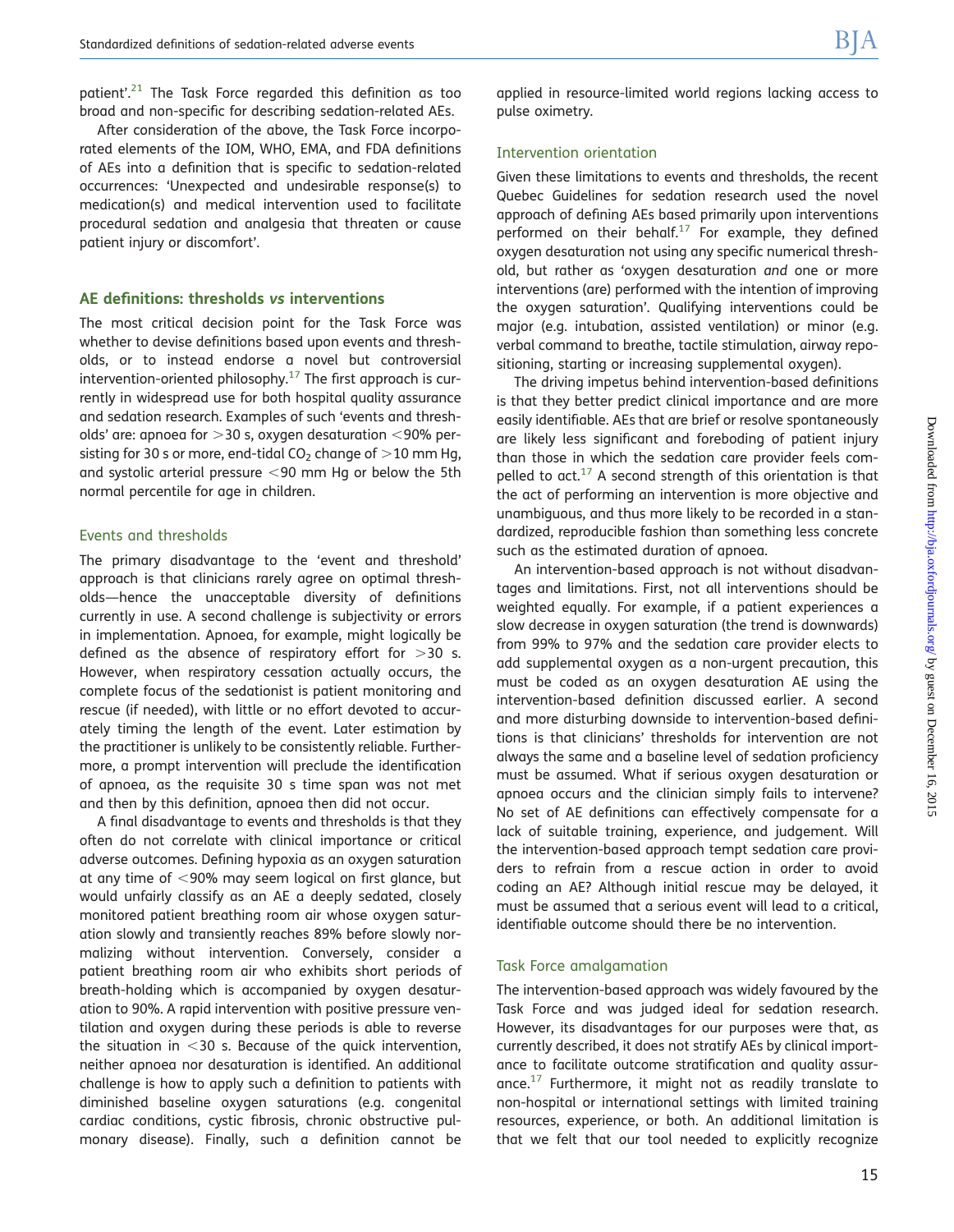patient'.[21] The Task Force regarded this definition as too broad and non-specific for describing sedation-related AEs.

After consideration of the above, the Task Force incorporated elements of the IOM, WHO, EMA, and FDA definitions of AEs into a definition that is specific to sedation-related occurrences: 'Unexpected and undesirable response(s) to medication(s) and medical intervention used to facilitate procedural sedation and analgesia that threaten or cause patient injury or discomfort'.

## AE definitions: thresholds *vs* interventions

The most critical decision point for the Task Force was whether to devise definitions based upon events and thresholds, or to instead endorse a novel but controversial intervention-oriented philosophy.[17] The first approach is currently in widespread use for both hospital quality assurance and sedation research. Examples of such 'events and thresholds' are: apnoea for >30 s, oxygen desaturation <90% persisting for 30 s or more, end-tidal $CO_2$ change of >10 mm Hg, and systolic arterial pressure <90 mm Hg or below the 5th normal percentile for age in children.

### Events and thresholds

The primary disadvantage to the 'event and threshold' approach is that clinicians rarely agree on optimal thresholds—hence the unacceptable diversity of definitions currently in use. A second challenge is subjectivity or errors in implementation. Apnoea, for example, might logically be defined as the absence of respiratory effort for >30 s. However, when respiratory cessation actually occurs, the complete focus of the sedationist is patient monitoring and rescue (if needed), with little or no effort devoted to accurately timing the length of the event. Later estimation by the practitioner is unlikely to be consistently reliable. Furthermore, a prompt intervention will preclude the identification of apnoea, as the requisite 30 s time span was not met and then by this definition, apnoea then did not occur.

A final disadvantage to events and thresholds is that they often do not correlate with clinical importance or critical adverse outcomes. Defining hypoxia as an oxygen saturation at any time of <90% may seem logical on first glance, but would unfairly classify as an AE a deeply sedated, closely monitored patient breathing room air whose oxygen saturation slowly and transiently reaches 89% before slowly normalizing without intervention. Conversely, consider a patient breathing room air who exhibits short periods of breath-holding which is accompanied by oxygen desaturation to 90%. A rapid intervention with positive pressure ventilation and oxygen during these periods is able to reverse the situation in <30 s. Because of the quick intervention, neither apnoea nor desaturation is identified. An additional challenge is how to apply such a definition to patients with diminished baseline oxygen saturations (e.g. congenital cardiac conditions, cystic fibrosis, chronic obstructive pulmonary disease). Finally, such a definition cannot be applied in resource-limited world regions lacking access to pulse oximetry.

### Intervention orientation

Given these limitations to events and thresholds, the recent Quebec Guidelines for sedation research used the novel approach of defining AEs based primarily upon interventions performed on their behalf.[17] For example, they defined oxygen desaturation not using any specific numerical threshold, but rather as 'oxygen desaturation *and* one or more interventions (are) performed with the intention of improving the oxygen saturation'. Qualifying interventions could be major (e.g. intubation, assisted ventilation) or minor (e.g. verbal command to breathe, tactile stimulation, airway repositioning, starting or increasing supplemental oxygen).

The driving impetus behind intervention-based definitions is that they better predict clinical importance and are more easily identifiable. AEs that are brief or resolve spontaneously are likely less significant and foreboding of patient injury than those in which the sedation care provider feels compelled to act.[17] A second strength of this orientation is that the act of performing an intervention is more objective and unambiguous, and thus more likely to be recorded in a standardized, reproducible fashion than something less concrete such as the estimated duration of apnoea.

An intervention-based approach is not without disadvantages and limitations. First, not all interventions should be weighted equally. For example, if a patient experiences a slow decrease in oxygen saturation (the trend is downwards) from 99% to 97% and the sedation care provider elects to add supplemental oxygen as a non-urgent precaution, this must be coded as an oxygen desaturation AE using the intervention-based definition discussed earlier. A second and more disturbing downside to intervention-based definitions is that clinicians' thresholds for intervention are not always the same and a baseline level of sedation proficiency must be assumed. What if serious oxygen desaturation or apnoea occurs and the clinician simply fails to intervene? No set of AE definitions can effectively compensate for a lack of suitable training, experience, and judgement. Will the intervention-based approach tempt sedation care providers to refrain from a rescue action in order to avoid coding an AE? Although initial rescue may be delayed, it must be assumed that a serious event will lead to a critical, identifiable outcome should there be no intervention.

### Task Force amalgamation

The intervention-based approach was widely favoured by the Task Force and was judged ideal for sedation research. However, its disadvantages for our purposes were that, as currently described, it does not stratify AEs by clinical importance to facilitate outcome stratification and quality assurance.[17] Furthermore, it might not as readily translate to non-hospital or international settings with limited training resources, experience, or both. An additional limitation is that we felt that our tool needed to explicitly recognize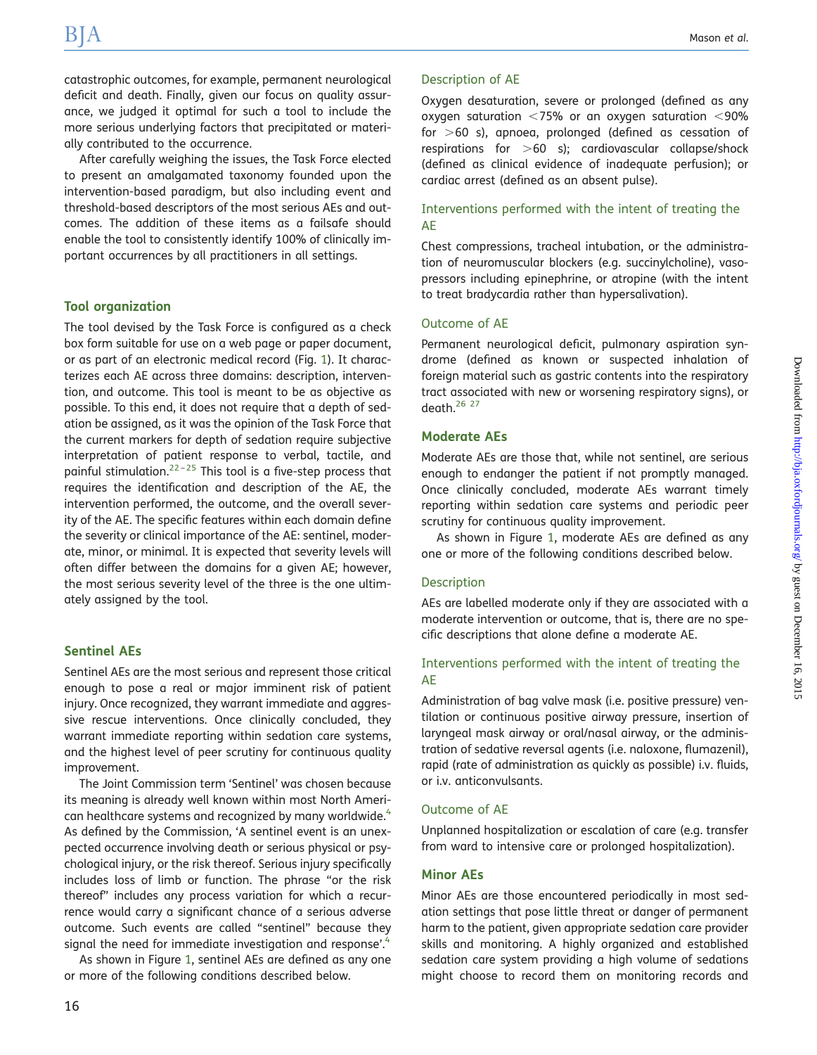catastrophic outcomes, for example, permanent neurological deficit and death. Finally, given our focus on quality assurance, we judged it optimal for such a tool to include the more serious underlying factors that precipitated or materially contributed to the occurrence.

After carefully weighing the issues, the Task Force elected to present an amalgamated taxonomy founded upon the intervention-based paradigm, but also including event and threshold-based descriptors of the most serious AEs and outcomes. The addition of these items as a failsafe should enable the tool to consistently identify 100% of clinically important occurrences by all practitioners in all settings.

## Tool organization

The tool devised by the Task Force is configured as a check box form suitable for use on a web page or paper document, or as part of an electronic medical record (Fig. 1). It characterizes each AE across three domains: description, intervention, and outcome. This tool is meant to be as objective as possible. To this end, it does not require that a depth of sedation be assigned, as it was the opinion of the Task Force that the current markers for depth of sedation require subjective interpretation of patient response to verbal, tactile, and painful stimulation.[22–25] This tool is a five-step process that requires the identification and description of the AE, the intervention performed, the outcome, and the overall severity of the AE. The specific features within each domain define the severity or clinical importance of the AE: sentinel, moderate, minor, or minimal. It is expected that severity levels will often differ between the domains for a given AE; however, the most serious severity level of the three is the one ultimately assigned by the tool.

## Sentinel AEs

Sentinel AEs are the most serious and represent those critical enough to pose a real or major imminent risk of patient injury. Once recognized, they warrant immediate and aggressive rescue interventions. Once clinically concluded, they warrant immediate reporting within sedation care systems, and the highest level of peer scrutiny for continuous quality improvement.

The Joint Commission term 'Sentinel' was chosen because its meaning is already well known within most North American healthcare systems and recognized by many worldwide.[4] As defined by the Commission, 'A sentinel event is an unexpected occurrence involving death or serious physical or psychological injury, or the risk thereof. Serious injury specifically includes loss of limb or function. The phrase "or the risk thereof" includes any process variation for which a recurrence would carry a significant chance of a serious adverse outcome. Such events are called "sentinel" because they signal the need for immediate investigation and response'.[4]

As shown in Figure 1, sentinel AEs are defined as any one or more of the following conditions described below.

### Description of AE

Oxygen desaturation, severe or prolonged (defined as any oxygen saturation <75% or an oxygen saturation <90% for >60 s), apnoea, prolonged (defined as cessation of respirations for >60 s); cardiovascular collapse/shock (defined as clinical evidence of inadequate perfusion); or cardiac arrest (defined as an absent pulse).

### Interventions performed with the intent of treating the AE

Chest compressions, tracheal intubation, or the administration of neuromuscular blockers (e.g. succinylcholine), vasopressors including epinephrine, or atropine (with the intent to treat bradycardia rather than hypersalivation).

### Outcome of AE

Permanent neurological deficit, pulmonary aspiration syndrome (defined as known or suspected inhalation of foreign material such as gastric contents into the respiratory tract associated with new or worsening respiratory signs), or death.[26 27]

## Moderate AEs

Moderate AEs are those that, while not sentinel, are serious enough to endanger the patient if not promptly managed. Once clinically concluded, moderate AEs warrant timely reporting within sedation care systems and periodic peer scrutiny for continuous quality improvement.

As shown in Figure 1, moderate AEs are defined as any one or more of the following conditions described below.

### Description

AEs are labelled moderate only if they are associated with a moderate intervention or outcome, that is, there are no specific descriptions that alone define a moderate AE.

### Interventions performed with the intent of treating the AE

Administration of bag valve mask (i.e. positive pressure) ventilation or continuous positive airway pressure, insertion of laryngeal mask airway or oral/nasal airway, or the administration of sedative reversal agents (i.e. naloxone, flumazenil), rapid (rate of administration as quickly as possible) i.v. fluids, or i.v. anticonvulsants.

### Outcome of AE

Unplanned hospitalization or escalation of care (e.g. transfer from ward to intensive care or prolonged hospitalization).

## Minor AEs

Minor AEs are those encountered periodically in most sedation settings that pose little threat or danger of permanent harm to the patient, given appropriate sedation care provider skills and monitoring. A highly organized and established sedation care system providing a high volume of sedations might choose to record them on monitoring records and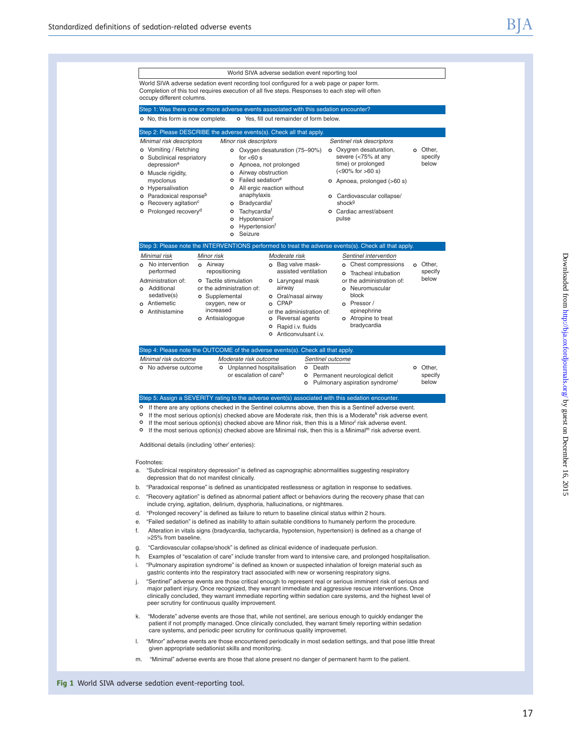World SIVA adverse sedation event reporting tool

World SIVA adverse sedation event recording tool configured for a web page or paper form. Completion of this tool requires execution of all five steps. Responses to each step will often occupy different columns.

**Step 1: Was there one or more adverse events associated with this sedation encounter?**

- o No, this form is now complete.
- o Yes, fill out remainder of form below.

**Step 2: Please DESCRIBE the adverse events(s). Check all that apply.**

*Minimal risk descriptors*

- o Vomiting / Retching
- o Subclinical respiratory depression[a]
- o Muscle rigidity, myoclonus
- o Hypersalivation
- o Paradoxical response[b]
- o Recovery agitation[c]
- o Prolonged recovery[d]

*Minor risk descriptors*

- o Oxygen desaturation (75–90%) for <60 s
- o Apnoea, not prolonged
- o Airway obstruction
- o Failed sedation[e]
- o All ergic reaction without anaphylaxis
- o Bradycardia[f]
- o Tachycardia[f]
- o Hypotension[f]
- o Hypertension[f]
- o Seizure

*Sentinel risk descriptors*

- o Oxygren desaturation, severe (<75% at any time) or prolonged (<90% for >60 s)
- o Apnoea, prolonged (>60 s)
- o Cardiovascular collapse/ shock[g]
- o Cardiac arrest/absent pulse

- o Other, specify below

**Step 3: Please note the INTERVENTIONS performed to treat the adverse events(s). Check all that apply.**

*Minimal risk*

- o No intervention performed

Administration of:

- o Additional sedative(s)
- o Antiemetic
- o Antihistamine

*Minor risk*

- o Airway repositioning
- o Tactile stimulation

or the administration of:

- o Supplemental oxygen, new or increased
- o Antisialogogue

*Moderate risk*

- o Bag valve mask-assisted ventilation
- o Laryngeal mask airway
- o Oral/nasal airway
- o CPAP

or the administration of:

- o Reversal agents
- o Rapid i.v. fluids
- o Anticonvulsant i.v.

*Sentinel intervention*

- o Chest compressions
- o Tracheal intubation

or the administration of:

- o Neuromuscular block
- o Pressor / epinephrine
- o Atropine to treat bradycardia

- o Other, specify below

**Step 4: Please note the OUTCOME of the adverse events(s). Check all that apply.**

*Minimal risk outcome*

- o No adverse outcome

*Moderate risk outcome*

- o Unplanned hospitalisation or escalation of care[h]

*Sentinel outcome*

- o Death
- o Permanent neurological deficit
- o Pulmonary aspiration syndrome[i]

- o Other, specify below

**Step 5: Assign a SEVERITY rating to the adverse event(s) associated with this sedation encounter.**

- o If there are any options checked in the Sentinel columns above, then this is a Sentinel[j] adverse event.
- o If the most serious option(s) checked above are Moderate risk, then this is a Moderate[k] risk adverse event.
- o If the most serious option(s) checked above are Minor risk, then this is a Minor[l] risk adverse event.
- o If the most serious option(s) checked above are Minimal risk, then this is a Minimal[m] risk adverse event.

Additional details (including 'other' enteries):

Footnotes:

a. "Subclinical respiratory depression" is defined as capnographic abnormalities suggesting respiratory depression that do not manifest clinically.

b. "Paradoxical response" is defined as unanticipated restlessness or agitation in response to sedatives.

c. "Recovery agitation" is defined as abnormal patient affect or behaviors during the recovery phase that can include crying, agitation, delirium, dysphoria, hallucinations, or nightmares.

d. "Prolonged recovery" is defined as failure to return to baseline clinical status within 2 hours.

e. "Failed sedation" is defined as inability to attain suitable conditions to humanely perform the procedure.

f. Alteration in vitals signs (bradycardia, tachycardia, hypotension, hypertension) is defined as a change of >25% from baseline.

g. "Cardiovascular collapse/shock" is defined as clinical evidence of inadequate perfusion.

h. Examples of "escalation of care" include transfer from ward to intensive care, and prolonged hospitalisation.

i. "Pulmonary aspiration syndrome" is defined as known or suspected inhalation of foreign material such as gastric contents into the respiratory tract associated with new or worsening respiratory signs.

j. "Sentinel" adverse events are those critical enough to represent real or serious imminent risk of serious and major patient injury. Once recognized, they warrant immediate and aggressive rescue interventions. Once clinically concluded, they warrant immediate reporting within sedation care systems, and the highest level of peer scrutiny for continuous quality improvement.

k. "Moderate" adverse events are those that, while not sentinel, are serious enough to quickly endanger the patient if not promptly managed. Once clinically concluded, they warrant timely reporting within sedation care systems, and periodic peer scrutiny for continuous quality improvemet.

l. "Minor" adverse events are those encountered periodically in most sedation settings, and that pose little threat given appropriate sedationist skills and monitoring.

m. "Minimal" adverse events are those that alone present no danger of permanent harm to the patient.

**Fig 1** World SIVA adverse sedation event-reporting tool.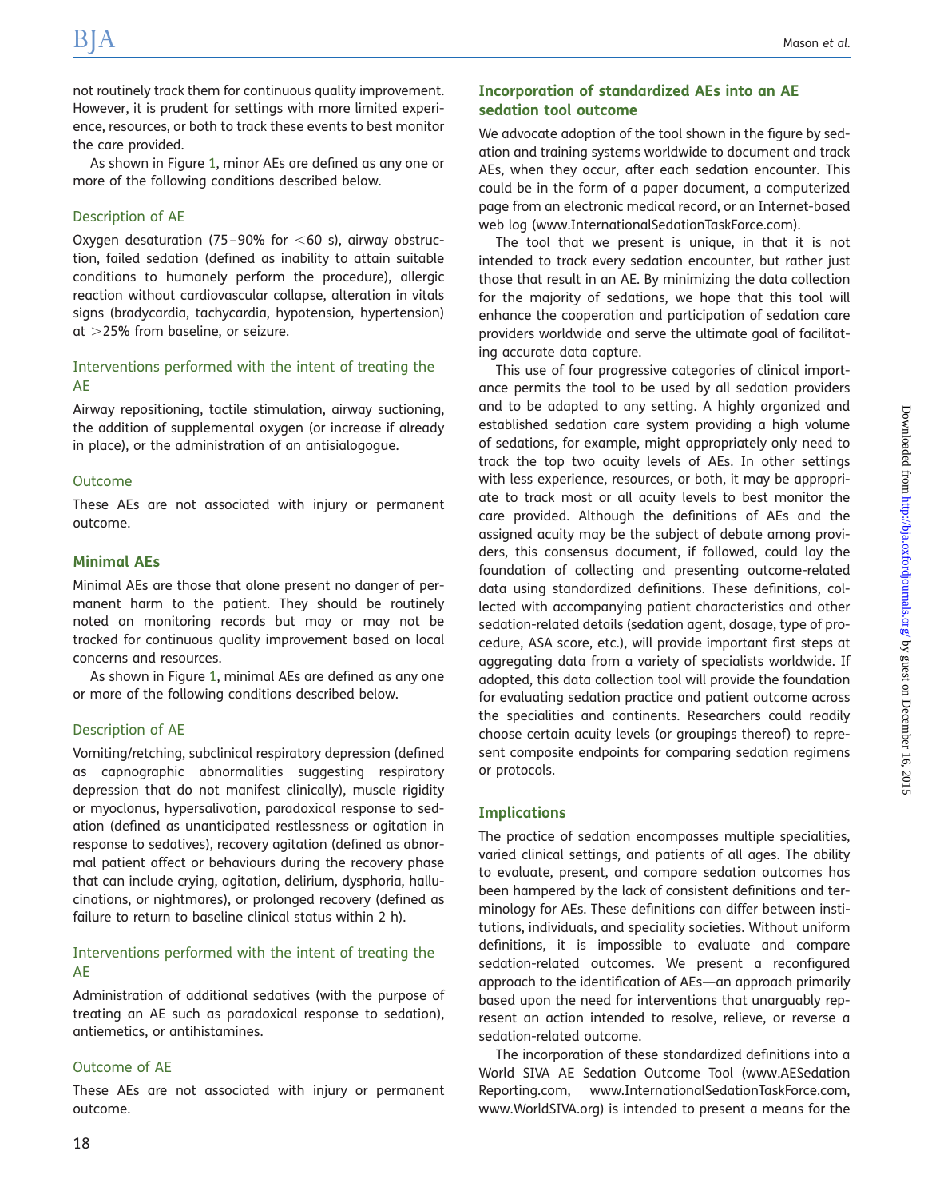not routinely track them for continuous quality improvement. However, it is prudent for settings with more limited experience, resources, or both to track these events to best monitor the care provided.

As shown in Figure 1, minor AEs are defined as any one or more of the following conditions described below.

### Description of AE

Oxygen desaturation (75–90% for <60 s), airway obstruction, failed sedation (defined as inability to attain suitable conditions to humanely perform the procedure), allergic reaction without cardiovascular collapse, alteration in vitals signs (bradycardia, tachycardia, hypotension, hypertension) at >25% from baseline, or seizure.

### Interventions performed with the intent of treating the AE

Airway repositioning, tactile stimulation, airway suctioning, the addition of supplemental oxygen (or increase if already in place), or the administration of an antisialogogue.

### Outcome

These AEs are not associated with injury or permanent outcome.

## Minimal AEs

Minimal AEs are those that alone present no danger of permanent harm to the patient. They should be routinely noted on monitoring records but may or may not be tracked for continuous quality improvement based on local concerns and resources.

As shown in Figure 1, minimal AEs are defined as any one or more of the following conditions described below.

### Description of AE

Vomiting/retching, subclinical respiratory depression (defined as capnographic abnormalities suggesting respiratory depression that do not manifest clinically), muscle rigidity or myoclonus, hypersalivation, paradoxical response to sedation (defined as unanticipated restlessness or agitation in response to sedatives), recovery agitation (defined as abnormal patient affect or behaviours during the recovery phase that can include crying, agitation, delirium, dysphoria, hallucinations, or nightmares), or prolonged recovery (defined as failure to return to baseline clinical status within 2 h).

### Interventions performed with the intent of treating the AE

Administration of additional sedatives (with the purpose of treating an AE such as paradoxical response to sedation), antiemetics, or antihistamines.

### Outcome of AE

These AEs are not associated with injury or permanent outcome.

## Incorporation of standardized AEs into an AE sedation tool outcome

We advocate adoption of the tool shown in the figure by sedation and training systems worldwide to document and track AEs, when they occur, after each sedation encounter. This could be in the form of a paper document, a computerized page from an electronic medical record, or an Internet-based web log (www.InternationalSedationTaskForce.com).

The tool that we present is unique, in that it is not intended to track every sedation encounter, but rather just those that result in an AE. By minimizing the data collection for the majority of sedations, we hope that this tool will enhance the cooperation and participation of sedation care providers worldwide and serve the ultimate goal of facilitating accurate data capture.

This use of four progressive categories of clinical importance permits the tool to be used by all sedation providers and to be adapted to any setting. A highly organized and established sedation care system providing a high volume of sedations, for example, might appropriately only need to track the top two acuity levels of AEs. In other settings with less experience, resources, or both, it may be appropriate to track most or all acuity levels to best monitor the care provided. Although the definitions of AEs and the assigned acuity may be the subject of debate among providers, this consensus document, if followed, could lay the foundation of collecting and presenting outcome-related data using standardized definitions. These definitions, collected with accompanying patient characteristics and other sedation-related details (sedation agent, dosage, type of procedure, ASA score, etc.), will provide important first steps at aggregating data from a variety of specialists worldwide. If adopted, this data collection tool will provide the foundation for evaluating sedation practice and patient outcome across the specialities and continents. Researchers could readily choose certain acuity levels (or groupings thereof) to represent composite endpoints for comparing sedation regimens or protocols.

## Implications

The practice of sedation encompasses multiple specialities, varied clinical settings, and patients of all ages. The ability to evaluate, present, and compare sedation outcomes has been hampered by the lack of consistent definitions and terminology for AEs. These definitions can differ between institutions, individuals, and speciality societies. Without uniform definitions, it is impossible to evaluate and compare sedation-related outcomes. We present a reconfigured approach to the identification of AEs—an approach primarily based upon the need for interventions that unarguably represent an action intended to resolve, relieve, or reverse a sedation-related outcome.

The incorporation of these standardized definitions into a World SIVA AE Sedation Outcome Tool (www.AESedationReporting.com, www.InternationalSedationTaskForce.com, www.WorldSIVA.org) is intended to present a means for the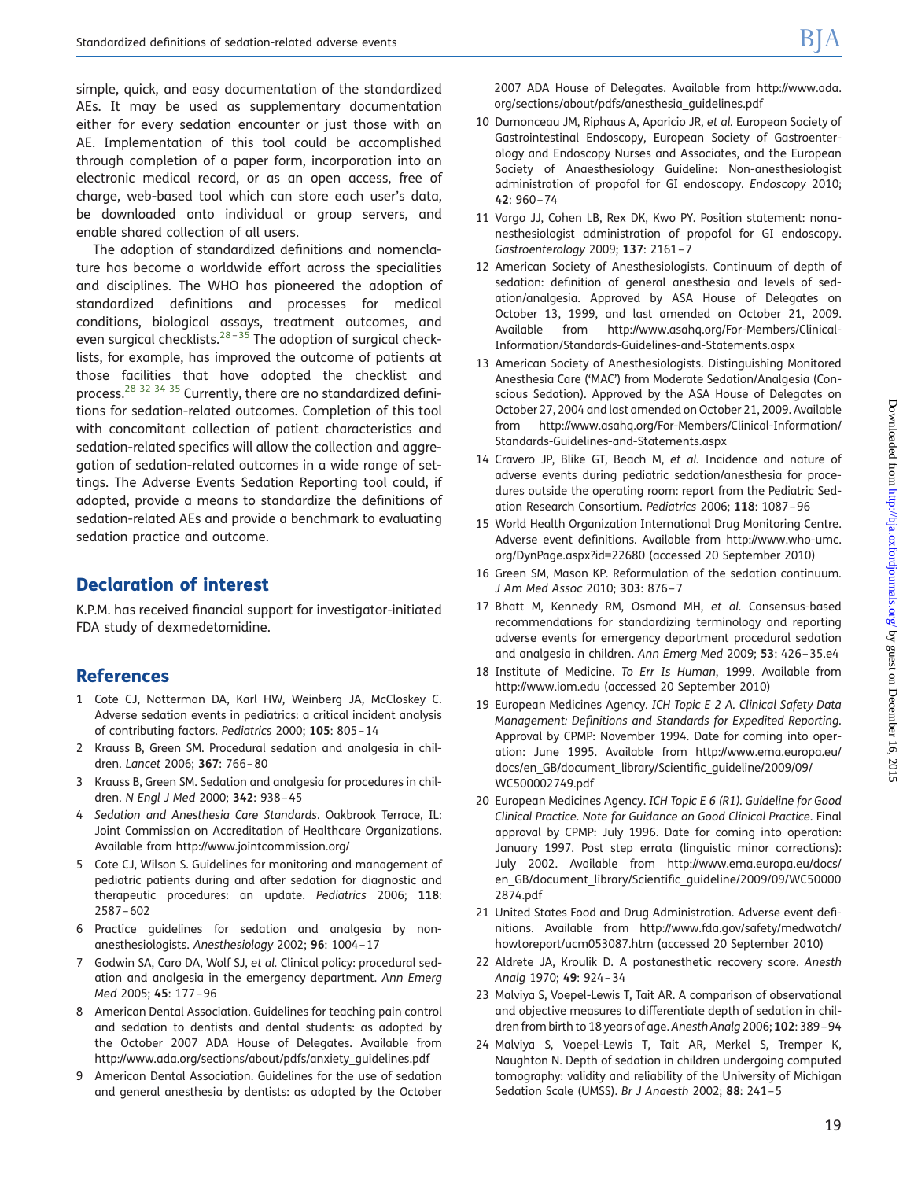simple, quick, and easy documentation of the standardized AEs. It may be used as supplementary documentation either for every sedation encounter or just those with an AE. Implementation of this tool could be accomplished through completion of a paper form, incorporation into an electronic medical record, or as an open access, free of charge, web-based tool which can store each user's data, be downloaded onto individual or group servers, and enable shared collection of all users.

The adoption of standardized definitions and nomenclature has become a worldwide effort across the specialities and disciplines. The WHO has pioneered the adoption of standardized definitions and processes for medical conditions, biological assays, treatment outcomes, and even surgical checklists.[28–35] The adoption of surgical checklists, for example, has improved the outcome of patients at those facilities that have adopted the checklist and process.[28 32 34 35] Currently, there are no standardized definitions for sedation-related outcomes. Completion of this tool with concomitant collection of patient characteristics and sedation-related specifics will allow the collection and aggregation of sedation-related outcomes in a wide range of settings. The Adverse Events Sedation Reporting tool could, if adopted, provide a means to standardize the definitions of sedation-related AEs and provide a benchmark to evaluating sedation practice and outcome.

## Declaration of interest

K.P.M. has received financial support for investigator-initiated FDA study of dexmedetomidine.

## References

1. Cote CJ, Notterman DA, Karl HW, Weinberg JA, McCloskey C. Adverse sedation events in pediatrics: a critical incident analysis of contributing factors. *Pediatrics* 2000; **105**: 805–14
2. Krauss B, Green SM. Procedural sedation and analgesia in children. *Lancet* 2006; **367**: 766–80
3. Krauss B, Green SM. Sedation and analgesia for procedures in children. *N Engl J Med* 2000; **342**: 938–45
4. *Sedation and Anesthesia Care Standards*. Oakbrook Terrace, IL: Joint Commission on Accreditation of Healthcare Organizations. Available from http://www.jointcommission.org/
5. Cote CJ, Wilson S. Guidelines for monitoring and management of pediatric patients during and after sedation for diagnostic and therapeutic procedures: an update. *Pediatrics* 2006; **118**: 2587–602
6. Practice guidelines for sedation and analgesia by non-anesthesiologists. *Anesthesiology* 2002; **96**: 1004–17
7. Godwin SA, Caro DA, Wolf SJ, *et al.* Clinical policy: procedural sedation and analgesia in the emergency department. *Ann Emerg Med* 2005; **45**: 177–96
8. American Dental Association. Guidelines for teaching pain control and sedation to dentists and dental students: as adopted by the October 2007 ADA House of Delegates. Available from http://www.ada.org/sections/about/pdfs/anxiety_guidelines.pdf
9. American Dental Association. Guidelines for the use of sedation and general anesthesia by dentists: as adopted by the October 2007 ADA House of Delegates. Available from http://www.ada.org/sections/about/pdfs/anesthesia_guidelines.pdf
10. Dumonceau JM, Riphaus A, Aparicio JR, *et al.* European Society of Gastrointestinal Endoscopy, European Society of Gastroenterology and Endoscopy Nurses and Associates, and the European Society of Anaesthesiology Guideline: Non-anesthesiologist administration of propofol for GI endoscopy. *Endoscopy* 2010; **42**: 960–74
11. Vargo JJ, Cohen LB, Rex DK, Kwo PY. Position statement: nonanesthesiologist administration of propofol for GI endoscopy. *Gastroenterology* 2009; **137**: 2161–7
12. American Society of Anesthesiologists. Continuum of depth of sedation: definition of general anesthesia and levels of sedation/analgesia. Approved by ASA House of Delegates on October 13, 1999, and last amended on October 21, 2009. Available from http://www.asahq.org/For-Members/Clinical-Information/Standards-Guidelines-and-Statements.aspx
13. American Society of Anesthesiologists. Distinguishing Monitored Anesthesia Care ('MAC') from Moderate Sedation/Analgesia (Conscious Sedation). Approved by the ASA House of Delegates on October 27, 2004 and last amended on October 21, 2009. Available from http://www.asahq.org/For-Members/Clinical-Information/Standards-Guidelines-and-Statements.aspx
14. Cravero JP, Blike GT, Beach M, *et al.* Incidence and nature of adverse events during pediatric sedation/anesthesia for procedures outside the operating room: report from the Pediatric Sedation Research Consortium. *Pediatrics* 2006; **118**: 1087–96
15. World Health Organization International Drug Monitoring Centre. Adverse event definitions. Available from http://www.who-umc.org/DynPage.aspx?id=22680 (accessed 20 September 2010)
16. Green SM, Mason KP. Reformulation of the sedation continuum. *J Am Med Assoc* 2010; **303**: 876–7
17. Bhatt M, Kennedy RM, Osmond MH, *et al.* Consensus-based recommendations for standardizing terminology and reporting adverse events for emergency department procedural sedation and analgesia in children. *Ann Emerg Med* 2009; **53**: 426–35.e4
18. Institute of Medicine. *To Err Is Human*, 1999. Available from http://www.iom.edu (accessed 20 September 2010)
19. European Medicines Agency. *ICH Topic E 2 A. Clinical Safety Data Management: Definitions and Standards for Expedited Reporting*. Approval by CPMP: November 1994. Date for coming into operation: June 1995. Available from http://www.ema.europa.eu/docs/en_GB/document_library/Scientific_guideline/2009/09/WC500002749.pdf
20. European Medicines Agency. *ICH Topic E 6 (R1). Guideline for Good Clinical Practice. Note for Guidance on Good Clinical Practice*. Final approval by CPMP: July 1996. Date for coming into operation: January 1997. Post step errata (linguistic minor corrections): July 2002. Available from http://www.ema.europa.eu/docs/en_GB/document_library/Scientific_guideline/2009/09/WC500002874.pdf
21. United States Food and Drug Administration. Adverse event definitions. Available from http://www.fda.gov/safety/medwatch/howtoreport/ucm053087.htm (accessed 20 September 2010)
22. Aldrete JA, Kroulik D. A postanesthetic recovery score. *Anesth Analg* 1970; **49**: 924–34
23. Malviya S, Voepel-Lewis T, Tait AR. A comparison of observational and objective measures to differentiate depth of sedation in children from birth to 18 years of age. *Anesth Analg* 2006; **102**: 389–94
24. Malviya S, Voepel-Lewis T, Tait AR, Merkel S, Tremper K, Naughton N. Depth of sedation in children undergoing computed tomography: validity and reliability of the University of Michigan Sedation Scale (UMSS). *Br J Anaesth* 2002; **88**: 241–5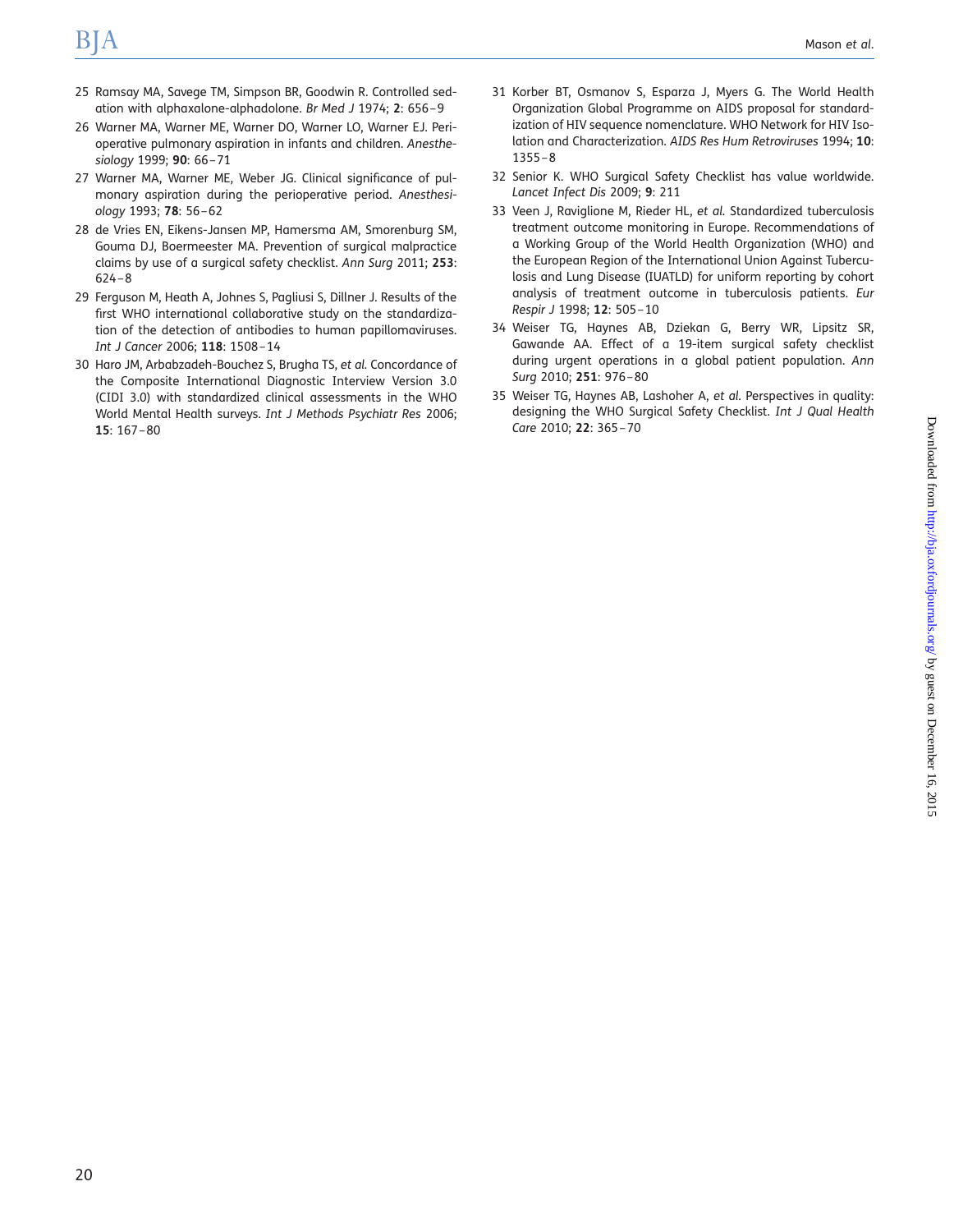25 Ramsay MA, Savege TM, Simpson BR, Goodwin R. Controlled sedation with alphaxalone-alphadolone. *Br Med J* 1974; **2**: 656–9

26 Warner MA, Warner ME, Warner DO, Warner LO, Warner EJ. Perioperative pulmonary aspiration in infants and children. *Anesthesiology* 1999; **90**: 66–71

27 Warner MA, Warner ME, Weber JG. Clinical significance of pulmonary aspiration during the perioperative period. *Anesthesiology* 1993; **78**: 56–62

28 de Vries EN, Eikens-Jansen MP, Hamersma AM, Smorenburg SM, Gouma DJ, Boermeester MA. Prevention of surgical malpractice claims by use of a surgical safety checklist. *Ann Surg* 2011; **253**: 624–8

29 Ferguson M, Heath A, Johnes S, Pagliusi S, Dillner J. Results of the first WHO international collaborative study on the standardization of the detection of antibodies to human papillomaviruses. *Int J Cancer* 2006; **118**: 1508–14

30 Haro JM, Arbabzadeh-Bouchez S, Brugha TS, *et al.* Concordance of the Composite International Diagnostic Interview Version 3.0 (CIDI 3.0) with standardized clinical assessments in the WHO World Mental Health surveys. *Int J Methods Psychiatr Res* 2006; **15**: 167–80

31 Korber BT, Osmanov S, Esparza J, Myers G. The World Health Organization Global Programme on AIDS proposal for standardization of HIV sequence nomenclature. WHO Network for HIV Isolation and Characterization. *AIDS Res Hum Retroviruses* 1994; **10**: 1355–8

32 Senior K. WHO Surgical Safety Checklist has value worldwide. *Lancet Infect Dis* 2009; **9**: 211

33 Veen J, Raviglione M, Rieder HL, *et al.* Standardized tuberculosis treatment outcome monitoring in Europe. Recommendations of a Working Group of the World Health Organization (WHO) and the European Region of the International Union Against Tuberculosis and Lung Disease (IUATLD) for uniform reporting by cohort analysis of treatment outcome in tuberculosis patients. *Eur Respir J* 1998; **12**: 505–10

34 Weiser TG, Haynes AB, Dziekan G, Berry WR, Lipsitz SR, Gawande AA. Effect of a 19-item surgical safety checklist during urgent operations in a global patient population. *Ann Surg* 2010; **251**: 976–80

35 Weiser TG, Haynes AB, Lashoher A, *et al.* Perspectives in quality: designing the WHO Surgical Safety Checklist. *Int J Qual Health Care* 2010; **22**: 365–70